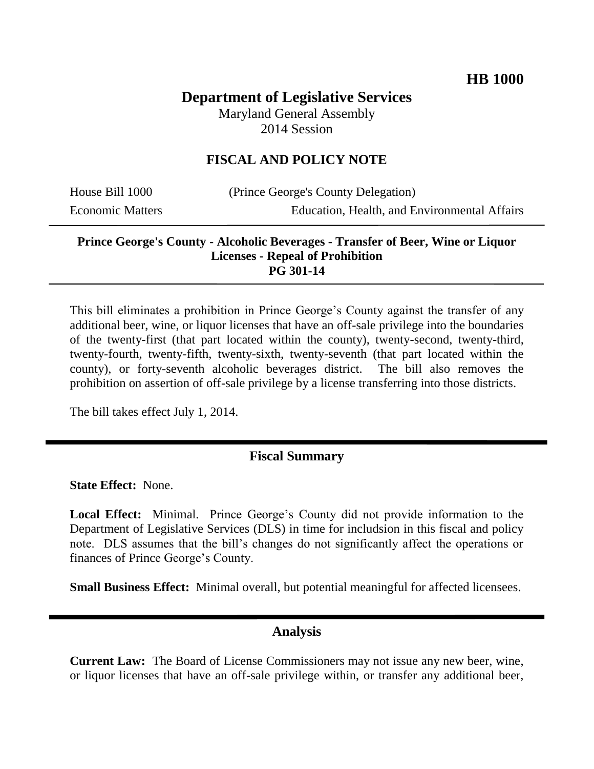**HB 1000**

# Department of Legislative Services

Maryland General Assembly
2014 Session

## FISCAL AND POLICY NOTE

House Bill 1000 (Prince George's County Delegation)
Economic Matters Education, Health, and Environmental Affairs

**Prince George's County - Alcoholic Beverages - Transfer of Beer, Wine or Liquor Licenses - Repeal of Prohibition**
**PG 301-14**

This bill eliminates a prohibition in Prince George's County against the transfer of any additional beer, wine, or liquor licenses that have an off-sale privilege into the boundaries of the twenty-first (that part located within the county), twenty-second, twenty-third, twenty-fourth, twenty-fifth, twenty-sixth, twenty-seventh (that part located within the county), or forty-seventh alcoholic beverages district. The bill also removes the prohibition on assertion of off-sale privilege by a license transferring into those districts.

The bill takes effect July 1, 2014.

## Fiscal Summary

**State Effect:** None.

**Local Effect:** Minimal. Prince George's County did not provide information to the Department of Legislative Services (DLS) in time for includsion in this fiscal and policy note. DLS assumes that the bill's changes do not significantly affect the operations or finances of Prince George's County.

**Small Business Effect:** Minimal overall, but potential meaningful for affected licensees.

## Analysis

**Current Law:** The Board of License Commissioners may not issue any new beer, wine, or liquor licenses that have an off-sale privilege within, or transfer any additional beer,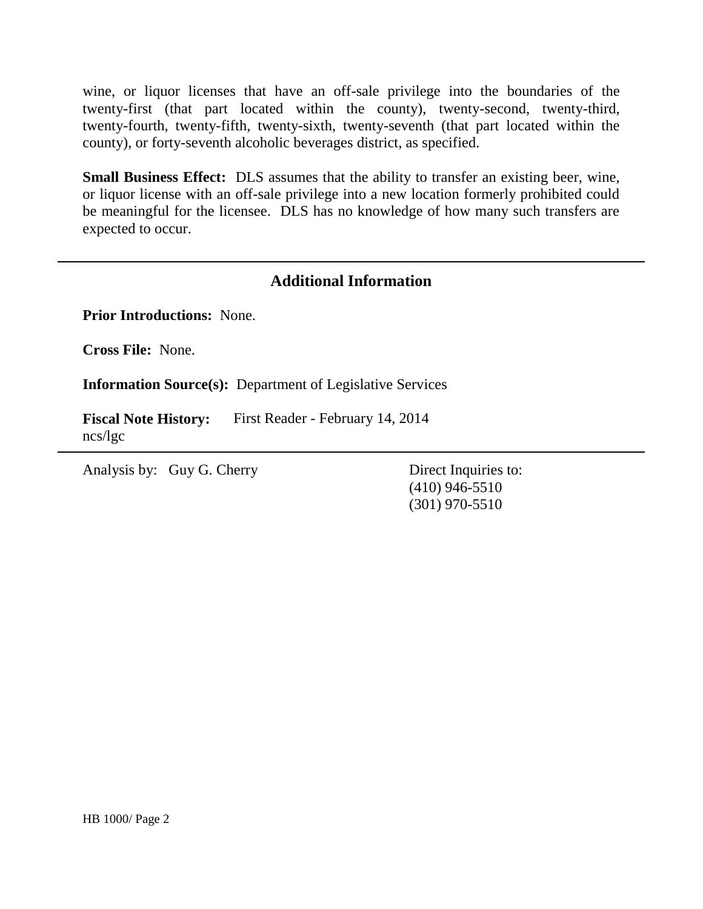wine, or liquor licenses that have an off-sale privilege into the boundaries of the twenty-first (that part located within the county), twenty-second, twenty-third, twenty-fourth, twenty-fifth, twenty-sixth, twenty-seventh (that part located within the county), or forty-seventh alcoholic beverages district, as specified.

**Small Business Effect:** DLS assumes that the ability to transfer an existing beer, wine, or liquor license with an off-sale privilege into a new location formerly prohibited could be meaningful for the licensee. DLS has no knowledge of how many such transfers are expected to occur.

---

## Additional Information

**Prior Introductions:** None.

**Cross File:** None.

**Information Source(s):** Department of Legislative Services

**Fiscal Note History:** First Reader - February 14, 2014
ncs/lgc

---

Analysis by: Guy G. Cherry

Direct Inquiries to:
(410) 946-5510
(301) 970-5510